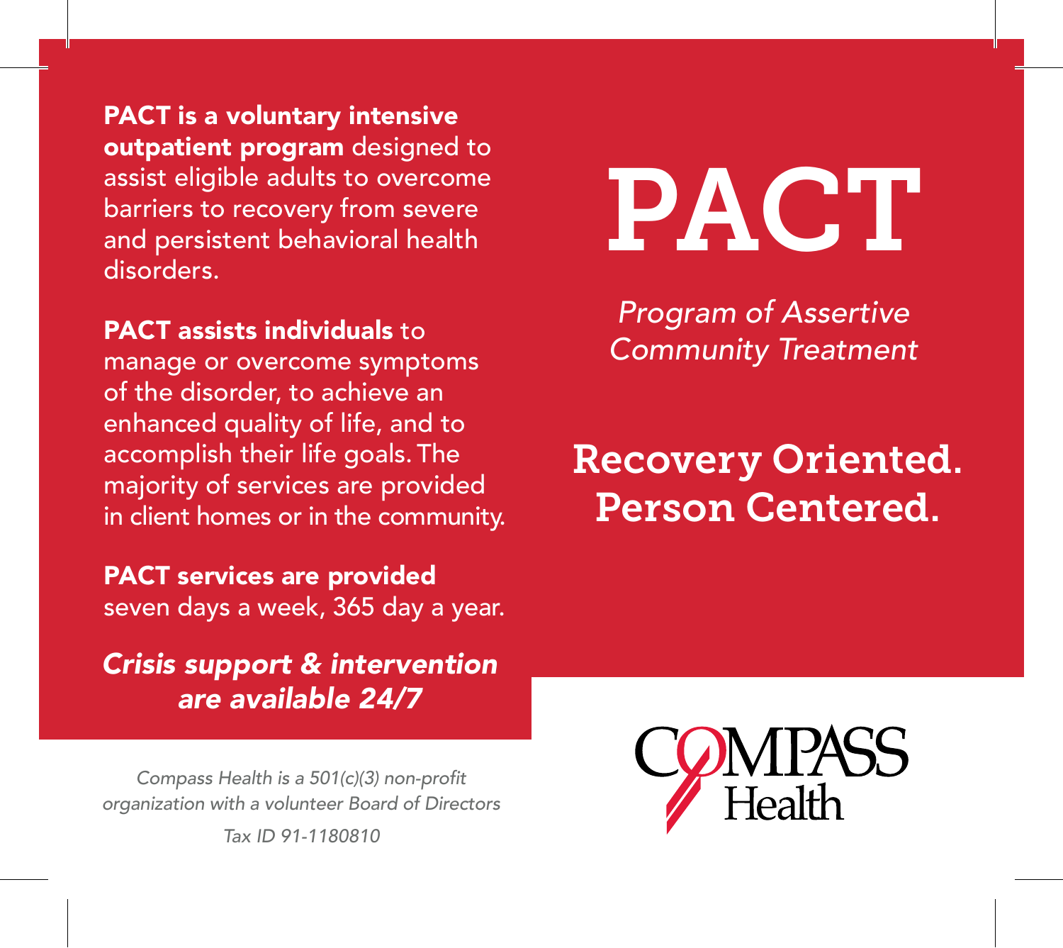# PACT

*Program of Assertive Community Treatment*

## Recovery Oriented. Person Centered.

**PACT is a voluntary intensive outpatient program** designed to assist eligible adults to overcome barriers to recovery from severe and persistent behavioral health disorders.

**PACT assists individuals** to manage or overcome symptoms of the disorder, to achieve an enhanced quality of life, and to accomplish their life goals. The majority of services are provided in client homes or in the community.

**PACT services are provided** seven days a week, 365 day a year.

***Crisis support & intervention are available 24/7***

*Compass Health is a 501(c)(3) non-profit organization with a volunteer Board of Directors*

*Tax ID 91-1180810*

COMPASS Health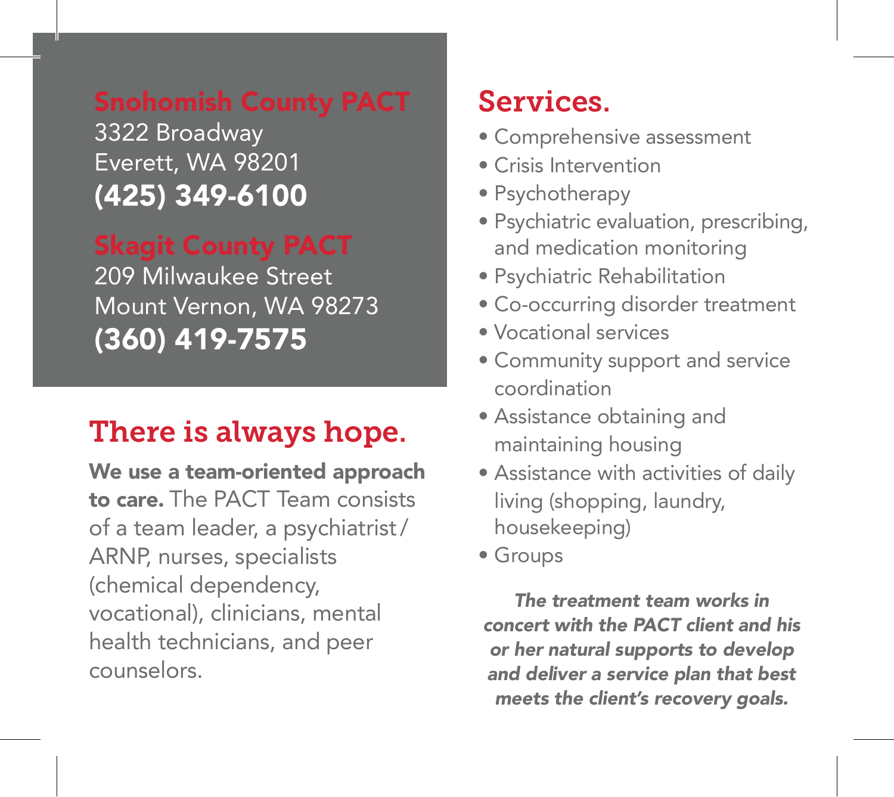## Snohomish County PACT

3322 Broadway
Everett, WA 98201
**(425) 349-6100**

## Skagit County PACT

209 Milwaukee Street
Mount Vernon, WA 98273
**(360) 419-7575**

## There is always hope.

**We use a team-oriented approach to care.** The PACT Team consists of a team leader, a psychiatrist/ARNP, nurses, specialists (chemical dependency, vocational), clinicians, mental health technicians, and peer counselors.

## Services.

- Comprehensive assessment
- Crisis Intervention
- Psychotherapy
- Psychiatric evaluation, prescribing, and medication monitoring
- Psychiatric Rehabilitation
- Co-occurring disorder treatment
- Vocational services
- Community support and service coordination
- Assistance obtaining and maintaining housing
- Assistance with activities of daily living (shopping, laundry, housekeeping)
- Groups

***The treatment team works in concert with the PACT client and his or her natural supports to develop and deliver a service plan that best meets the client's recovery goals.***